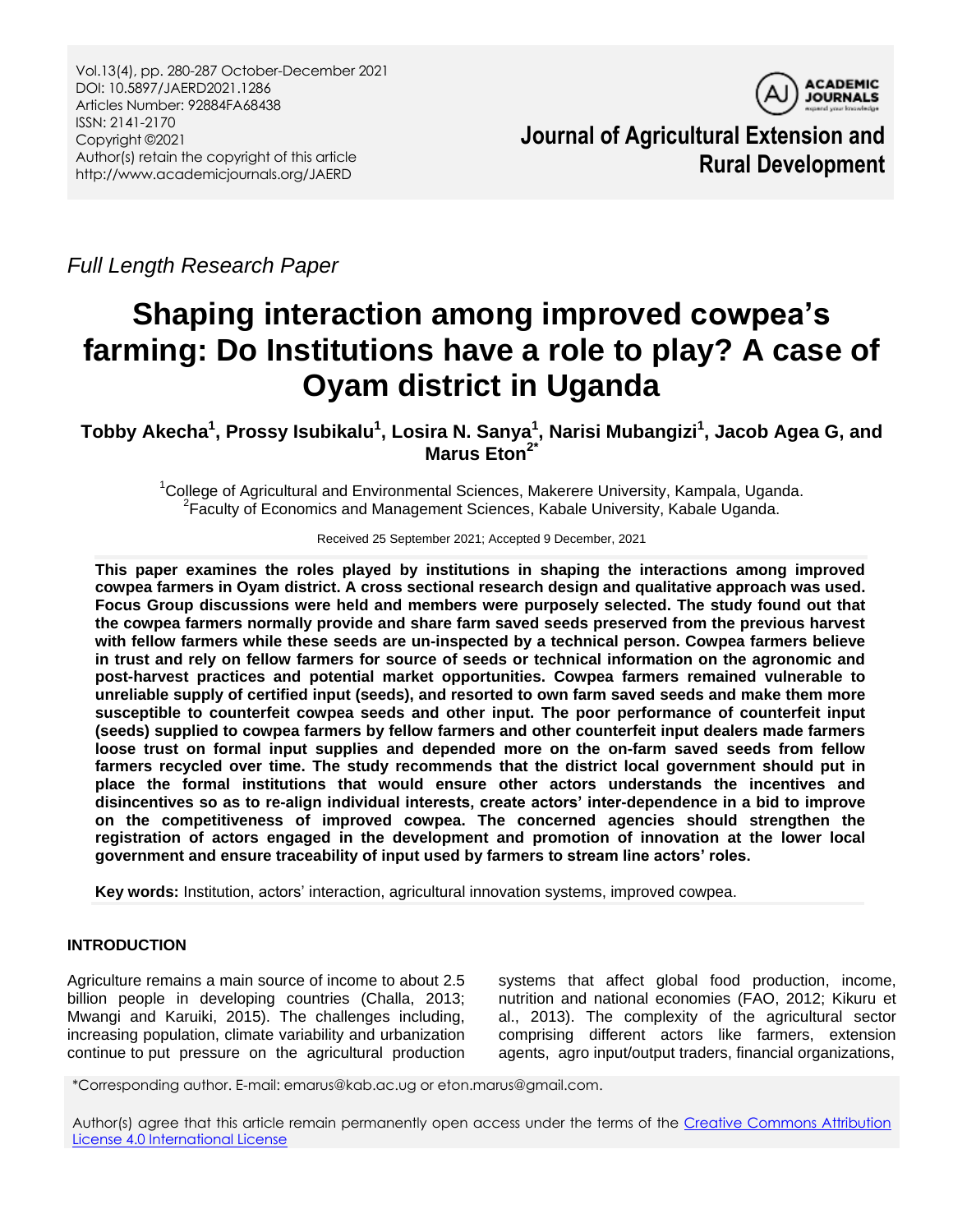Full Length Research Paper

# Shaping interaction among improved cowpea's farming: Do Institutions have a role to play? A case of Oyam district in Uganda

**Tobby Akecha[1], Prossy Isubikalu[1], Losira N. Sanya[1], Narisi Mubangizi[1], Jacob Agea G, and Marus Eton[2*]**

[1]College of Agricultural and Environmental Sciences, Makerere University, Kampala, Uganda.
[2]Faculty of Economics and Management Sciences, Kabale University, Kabale Uganda.

Received 25 September 2021; Accepted 9 December, 2021

**This paper examines the roles played by institutions in shaping the interactions among improved cowpea farmers in Oyam district. A cross sectional research design and qualitative approach was used. Focus Group discussions were held and members were purposely selected. The study found out that the cowpea farmers normally provide and share farm saved seeds preserved from the previous harvest with fellow farmers while these seeds are un-inspected by a technical person. Cowpea farmers believe in trust and rely on fellow farmers for source of seeds or technical information on the agronomic and post-harvest practices and potential market opportunities. Cowpea farmers remained vulnerable to unreliable supply of certified input (seeds), and resorted to own farm saved seeds and make them more susceptible to counterfeit cowpea seeds and other input. The poor performance of counterfeit input (seeds) supplied to cowpea farmers by fellow farmers and other counterfeit input dealers made farmers loose trust on formal input supplies and depended more on the on-farm saved seeds from fellow farmers recycled over time. The study recommends that the district local government should put in place the formal institutions that would ensure other actors understands the incentives and disincentives so as to re-align individual interests, create actors' inter-dependence in a bid to improve on the competitiveness of improved cowpea. The concerned agencies should strengthen the registration of actors engaged in the development and promotion of innovation at the lower local government and ensure traceability of input used by farmers to stream line actors' roles.**

**Key words:** Institution, actors' interaction, agricultural innovation systems, improved cowpea.

## INTRODUCTION

Agriculture remains a main source of income to about 2.5 billion people in developing countries (Challa, 2013; Mwangi and Karuiki, 2015). The challenges including, increasing population, climate variability and urbanization continue to put pressure on the agricultural production systems that affect global food production, income, nutrition and national economies (FAO, 2012; Kikuru et al., 2013). The complexity of the agricultural sector comprising different actors like farmers, extension agents, agro input/output traders, financial organizations,

*Corresponding author. E-mail: emarus@kab.ac.ug or eton.marus@gmail.com.

Author(s) agree that this article remain permanently open access under the terms of the Creative Commons Attribution License 4.0 International License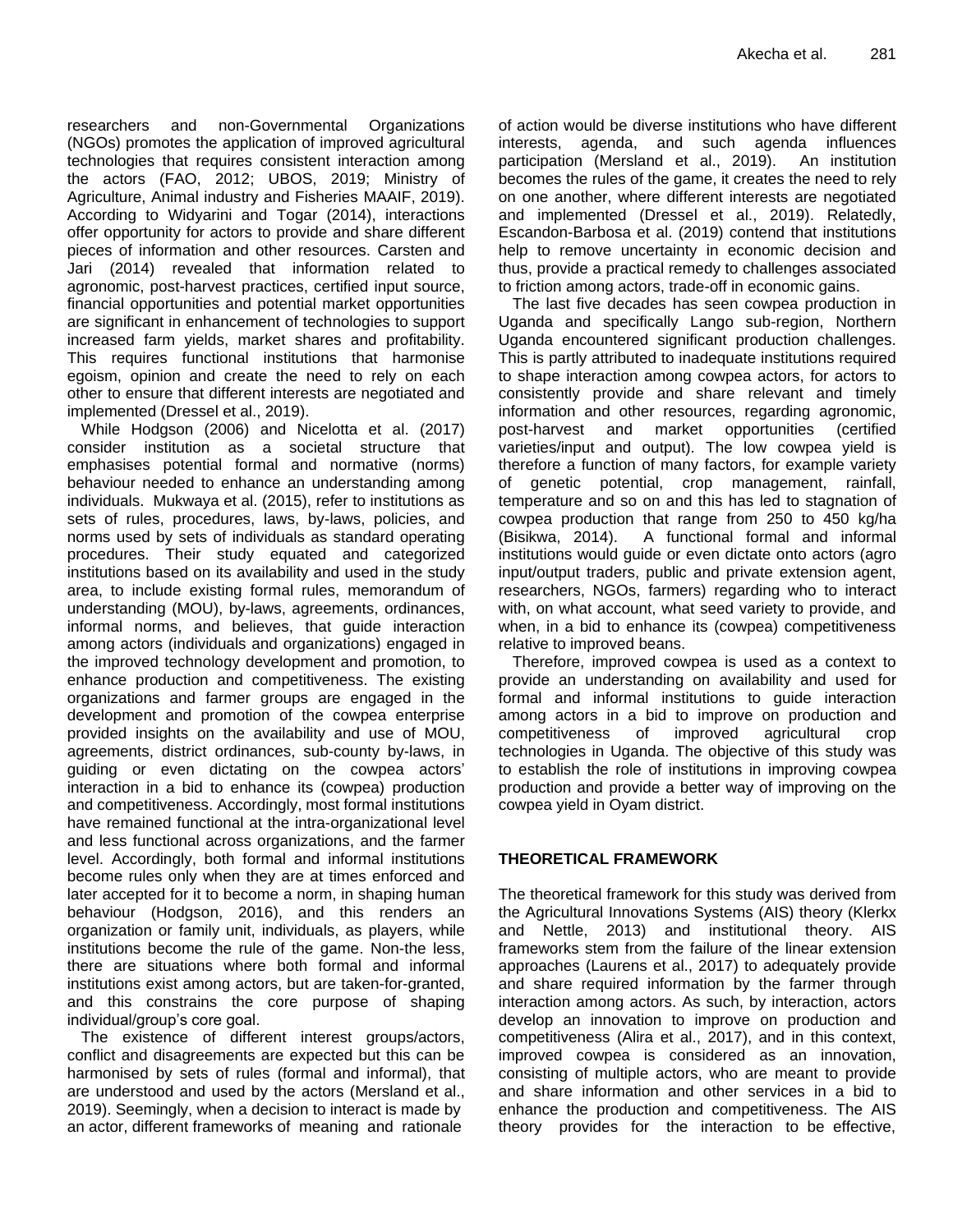researchers and non-Governmental Organizations (NGOs) promotes the application of improved agricultural technologies that requires consistent interaction among the actors (FAO, 2012; UBOS, 2019; Ministry of Agriculture, Animal industry and Fisheries MAAIF, 2019). According to Widyarini and Togar (2014), interactions offer opportunity for actors to provide and share different pieces of information and other resources. Carsten and Jari (2014) revealed that information related to agronomic, post-harvest practices, certified input source, financial opportunities and potential market opportunities are significant in enhancement of technologies to support increased farm yields, market shares and profitability. This requires functional institutions that harmonise egoism, opinion and create the need to rely on each other to ensure that different interests are negotiated and implemented (Dressel et al., 2019).

While Hodgson (2006) and Nicelotta et al. (2017) consider institution as a societal structure that emphasises potential formal and normative (norms) behaviour needed to enhance an understanding among individuals. Mukwaya et al. (2015), refer to institutions as sets of rules, procedures, laws, by-laws, policies, and norms used by sets of individuals as standard operating procedures. Their study equated and categorized institutions based on its availability and used in the study area, to include existing formal rules, memorandum of understanding (MOU), by-laws, agreements, ordinances, informal norms, and believes, that guide interaction among actors (individuals and organizations) engaged in the improved technology development and promotion, to enhance production and competitiveness. The existing organizations and farmer groups are engaged in the development and promotion of the cowpea enterprise provided insights on the availability and use of MOU, agreements, district ordinances, sub-county by-laws, in guiding or even dictating on the cowpea actors' interaction in a bid to enhance its (cowpea) production and competitiveness. Accordingly, most formal institutions have remained functional at the intra-organizational level and less functional across organizations, and the farmer level. Accordingly, both formal and informal institutions become rules only when they are at times enforced and later accepted for it to become a norm, in shaping human behaviour (Hodgson, 2016), and this renders an organization or family unit, individuals, as players, while institutions become the rule of the game. Non-the less, there are situations where both formal and informal institutions exist among actors, but are taken-for-granted, and this constrains the core purpose of shaping individual/group's core goal.

The existence of different interest groups/actors, conflict and disagreements are expected but this can be harmonised by sets of rules (formal and informal), that are understood and used by the actors (Mersland et al., 2019). Seemingly, when a decision to interact is made by an actor, different frameworks of meaning and rationale of action would be diverse institutions who have different interests, agenda, and such agenda influences participation (Mersland et al., 2019). An institution becomes the rules of the game, it creates the need to rely on one another, where different interests are negotiated and implemented (Dressel et al., 2019). Relatedly, Escandon-Barbosa et al. (2019) contend that institutions help to remove uncertainty in economic decision and thus, provide a practical remedy to challenges associated to friction among actors, trade-off in economic gains.

The last five decades has seen cowpea production in Uganda and specifically Lango sub-region, Northern Uganda encountered significant production challenges. This is partly attributed to inadequate institutions required to shape interaction among cowpea actors, for actors to consistently provide and share relevant and timely information and other resources, regarding agronomic, post-harvest and market opportunities (certified varieties/input and output). The low cowpea yield is therefore a function of many factors, for example variety of genetic potential, crop management, rainfall, temperature and so on and this has led to stagnation of cowpea production that range from 250 to 450 kg/ha (Bisikwa, 2014). A functional formal and informal institutions would guide or even dictate onto actors (agro input/output traders, public and private extension agent, researchers, NGOs, farmers) regarding who to interact with, on what account, what seed variety to provide, and when, in a bid to enhance its (cowpea) competitiveness relative to improved beans.

Therefore, improved cowpea is used as a context to provide an understanding on availability and used for formal and informal institutions to guide interaction among actors in a bid to improve on production and competitiveness of improved agricultural crop technologies in Uganda. The objective of this study was to establish the role of institutions in improving cowpea production and provide a better way of improving on the cowpea yield in Oyam district.

## THEORETICAL FRAMEWORK

The theoretical framework for this study was derived from the Agricultural Innovations Systems (AIS) theory (Klerkx and Nettle, 2013) and institutional theory. AIS frameworks stem from the failure of the linear extension approaches (Laurens et al., 2017) to adequately provide and share required information by the farmer through interaction among actors. As such, by interaction, actors develop an innovation to improve on production and competitiveness (Alira et al., 2017), and in this context, improved cowpea is considered as an innovation, consisting of multiple actors, who are meant to provide and share information and other services in a bid to enhance the production and competitiveness. The AIS theory provides for the interaction to be effective,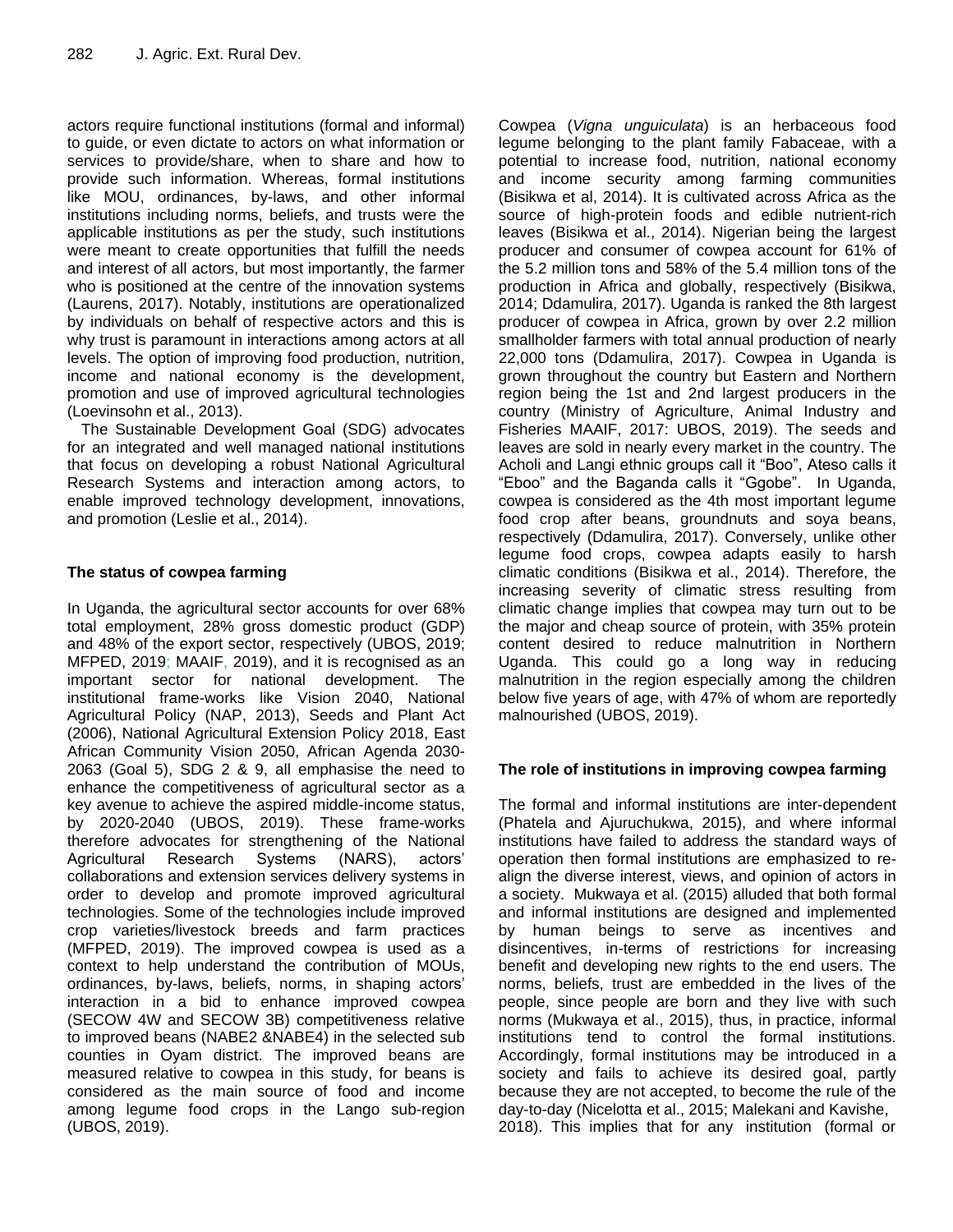actors require functional institutions (formal and informal) to guide, or even dictate to actors on what information or services to provide/share, when to share and how to provide such information. Whereas, formal institutions like MOU, ordinances, by-laws, and other informal institutions including norms, beliefs, and trusts were the applicable institutions as per the study, such institutions were meant to create opportunities that fulfill the needs and interest of all actors, but most importantly, the farmer who is positioned at the centre of the innovation systems (Laurens, 2017). Notably, institutions are operationalized by individuals on behalf of respective actors and this is why trust is paramount in interactions among actors at all levels. The option of improving food production, nutrition, income and national economy is the development, promotion and use of improved agricultural technologies (Loevinsohn et al., 2013).

The Sustainable Development Goal (SDG) advocates for an integrated and well managed national institutions that focus on developing a robust National Agricultural Research Systems and interaction among actors, to enable improved technology development, innovations, and promotion (Leslie et al., 2014).

## The status of cowpea farming

In Uganda, the agricultural sector accounts for over 68% total employment, 28% gross domestic product (GDP) and 48% of the export sector, respectively (UBOS, 2019; MFPED, 2019; MAAIF, 2019), and it is recognised as an important sector for national development. The institutional frame-works like Vision 2040, National Agricultural Policy (NAP, 2013), Seeds and Plant Act (2006), National Agricultural Extension Policy 2018, East African Community Vision 2050, African Agenda 2030-2063 (Goal 5), SDG 2 & 9, all emphasise the need to enhance the competitiveness of agricultural sector as a key avenue to achieve the aspired middle-income status, by 2020-2040 (UBOS, 2019). These frame-works therefore advocates for strengthening of the National Agricultural Research Systems (NARS), actors' collaborations and extension services delivery systems in order to develop and promote improved agricultural technologies. Some of the technologies include improved crop varieties/livestock breeds and farm practices (MFPED, 2019). The improved cowpea is used as a context to help understand the contribution of MOUs, ordinances, by-laws, beliefs, norms, in shaping actors' interaction in a bid to enhance improved cowpea (SECOW 4W and SECOW 3B) competitiveness relative to improved beans (NABE2 &NABE4) in the selected sub counties in Oyam district. The improved beans are measured relative to cowpea in this study, for beans is considered as the main source of food and income among legume food crops in the Lango sub-region (UBOS, 2019).

Cowpea (*Vigna unguiculata*) is an herbaceous food legume belonging to the plant family Fabaceae, with a potential to increase food, nutrition, national economy and income security among farming communities (Bisikwa et al, 2014). It is cultivated across Africa as the source of high-protein foods and edible nutrient-rich leaves (Bisikwa et al., 2014). Nigerian being the largest producer and consumer of cowpea account for 61% of the 5.2 million tons and 58% of the 5.4 million tons of the production in Africa and globally, respectively (Bisikwa, 2014; Ddamulira, 2017). Uganda is ranked the 8th largest producer of cowpea in Africa, grown by over 2.2 million smallholder farmers with total annual production of nearly 22,000 tons (Ddamulira, 2017). Cowpea in Uganda is grown throughout the country but Eastern and Northern region being the 1st and 2nd largest producers in the country (Ministry of Agriculture, Animal Industry and Fisheries MAAIF, 2017: UBOS, 2019). The seeds and leaves are sold in nearly every market in the country. The Acholi and Langi ethnic groups call it "Boo", Ateso calls it "Eboo" and the Baganda calls it "Ggobe". In Uganda, cowpea is considered as the 4th most important legume food crop after beans, groundnuts and soya beans, respectively (Ddamulira, 2017). Conversely, unlike other legume food crops, cowpea adapts easily to harsh climatic conditions (Bisikwa et al., 2014). Therefore, the increasing severity of climatic stress resulting from climatic change implies that cowpea may turn out to be the major and cheap source of protein, with 35% protein content desired to reduce malnutrition in Northern Uganda. This could go a long way in reducing malnutrition in the region especially among the children below five years of age, with 47% of whom are reportedly malnourished (UBOS, 2019).

## The role of institutions in improving cowpea farming

The formal and informal institutions are inter-dependent (Phatela and Ajuruchukwa, 2015), and where informal institutions have failed to address the standard ways of operation then formal institutions are emphasized to re-align the diverse interest, views, and opinion of actors in a society. Mukwaya et al. (2015) alluded that both formal and informal institutions are designed and implemented by human beings to serve as incentives and disincentives, in-terms of restrictions for increasing benefit and developing new rights to the end users. The norms, beliefs, trust are embedded in the lives of the people, since people are born and they live with such norms (Mukwaya et al., 2015), thus, in practice, informal institutions tend to control the formal institutions. Accordingly, formal institutions may be introduced in a society and fails to achieve its desired goal, partly because they are not accepted, to become the rule of the day-to-day (Nicelotta et al., 2015; Malekani and Kavishe, 2018). This implies that for any institution (formal or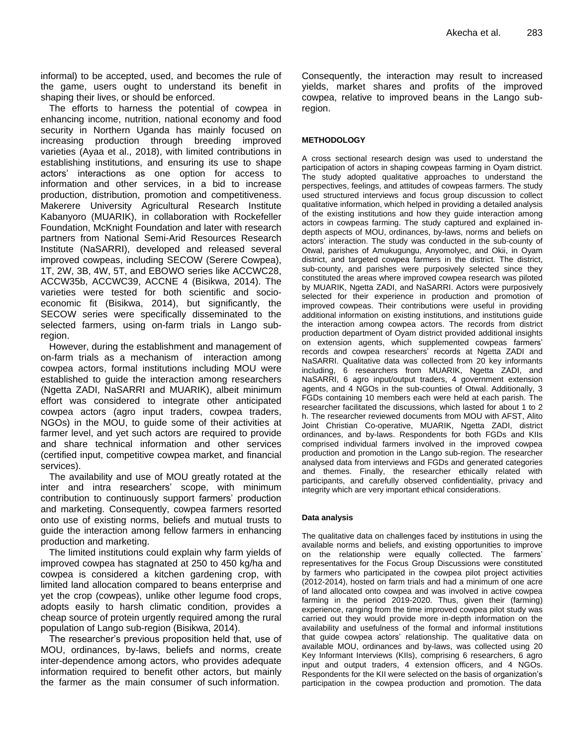informal) to be accepted, used, and becomes the rule of the game, users ought to understand its benefit in shaping their lives, or should be enforced.

The efforts to harness the potential of cowpea in enhancing income, nutrition, national economy and food security in Northern Uganda has mainly focused on increasing production through breeding improved varieties (Ayaa et al., 2018), with limited contributions in establishing institutions, and ensuring its use to shape actors' interactions as one option for access to information and other services, in a bid to increase production, distribution, promotion and competitiveness. Makerere University Agricultural Research Institute Kabanyoro (MUARIK), in collaboration with Rockefeller Foundation, McKnight Foundation and later with research partners from National Semi-Arid Resources Research Institute (NaSARRI), developed and released several improved cowpeas, including SECOW (Serere Cowpea), 1T, 2W, 3B, 4W, 5T, and EBOWO series like ACCWC28, ACCW35b, ACCWC39, ACCNE 4 (Bisikwa, 2014). The varieties were tested for both scientific and socio-economic fit (Bisikwa, 2014), but significantly, the SECOW series were specifically disseminated to the selected farmers, using on-farm trials in Lango sub-region.

However, during the establishment and management of on-farm trials as a mechanism of interaction among cowpea actors, formal institutions including MOU were established to guide the interaction among researchers (Ngetta ZADI, NaSARRI and MUARIK), albeit minimum effort was considered to integrate other anticipated cowpea actors (agro input traders, cowpea traders, NGOs) in the MOU, to guide some of their activities at farmer level, and yet such actors are required to provide and share technical information and other services (certified input, competitive cowpea market, and financial services).

The availability and use of MOU greatly rotated at the inter and intra researchers' scope, with minimum contribution to continuously support farmers' production and marketing. Consequently, cowpea farmers resorted onto use of existing norms, beliefs and mutual trusts to guide the interaction among fellow farmers in enhancing production and marketing.

The limited institutions could explain why farm yields of improved cowpea has stagnated at 250 to 450 kg/ha and cowpea is considered a kitchen gardening crop, with limited land allocation compared to beans enterprise and yet the crop (cowpeas), unlike other legume food crops, adopts easily to harsh climatic condition, provides a cheap source of protein urgently required among the rural population of Lango sub-region (Bisikwa, 2014).

The researcher's previous proposition held that, use of MOU, ordinances, by-laws, beliefs and norms, create inter-dependence among actors, who provides adequate information required to benefit other actors, but mainly the farmer as the main consumer of such information. Consequently, the interaction may result to increased yields, market shares and profits of the improved cowpea, relative to improved beans in the Lango sub-region.

## METHODOLOGY

A cross sectional research design was used to understand the participation of actors in shaping cowpeas farming in Oyam district. The study adopted qualitative approaches to understand the perspectives, feelings, and attitudes of cowpeas farmers. The study used structured interviews and focus group discussion to collect qualitative information, which helped in providing a detailed analysis of the existing institutions and how they guide interaction among actors in cowpeas farming. The study captured and explained in-depth aspects of MOU, ordinances, by-laws, norms and beliefs on actors' interaction. The study was conducted in the sub-county of Otwal, parishes of Amukugungu, Anyomolyec, and Okii, in Oyam district, and targeted cowpea farmers in the district. The district, sub-county, and parishes were purposively selected since they constituted the areas where improved cowpea research was piloted by MUARIK, Ngetta ZADI, and NaSARRI. Actors were purposively selected for their experience in production and promotion of improved cowpeas. Their contributions were useful in providing additional information on existing institutions, and institutions guide the interaction among cowpea actors. The records from district production department of Oyam district provided additional insights on extension agents, which supplemented cowpeas farmers' records and cowpea researchers' records at Ngetta ZADI and NaSARRI. Qualitative data was collected from 20 key informants including, 6 researchers from MUARIK, Ngetta ZADI, and NaSARRI, 6 agro input/output traders, 4 government extension agents, and 4 NGOs in the sub-counties of Otwal. Additionally, 3 FGDs containing 10 members each were held at each parish. The researcher facilitated the discussions, which lasted for about 1 to 2 h. The researcher reviewed documents from MOU with AFST, Alito Joint Christian Co-operative, MUARIK, Ngetta ZADI, district ordinances, and by-laws. Respondents for both FGDs and KIIs comprised individual farmers involved in the improved cowpea production and promotion in the Lango sub-region. The researcher analysed data from interviews and FGDs and generated categories and themes. Finally, the researcher ethically related with participants, and carefully observed confidentiality, privacy and integrity which are very important ethical considerations.

### Data analysis

The qualitative data on challenges faced by institutions in using the available norms and beliefs, and existing opportunities to improve on the relationship were equally collected. The farmers' representatives for the Focus Group Discussions were constituted by farmers who participated in the cowpea pilot project activities (2012-2014), hosted on farm trials and had a minimum of one acre of land allocated onto cowpea and was involved in active cowpea farming in the period 2019-2020. Thus, given their (farming) experience, ranging from the time improved cowpea pilot study was carried out they would provide more in-depth information on the availability and usefulness of the formal and informal institutions that guide cowpea actors' relationship. The qualitative data on available MOU, ordinances and by-laws, was collected using 20 Key Informant Interviews (KIIs), comprising 6 researchers, 6 agro input and output traders, 4 extension officers, and 4 NGOs. Respondents for the KII were selected on the basis of organization's participation in the cowpea production and promotion. The data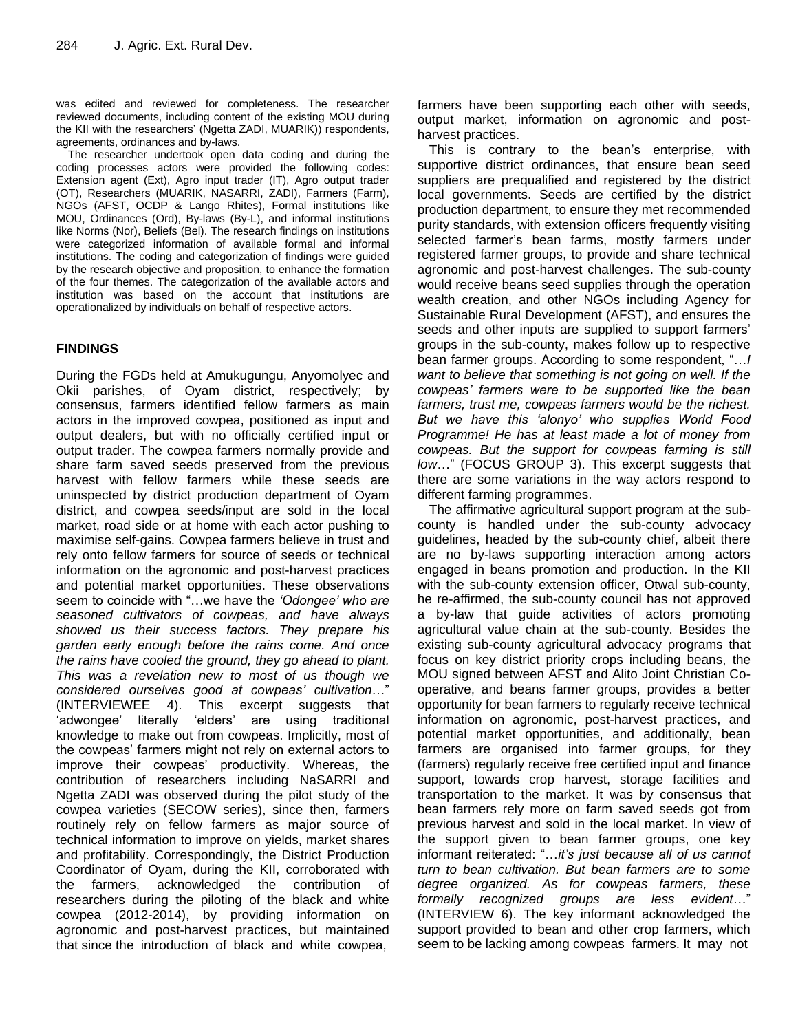was edited and reviewed for completeness. The researcher reviewed documents, including content of the existing MOU during the KII with the researchers' (Ngetta ZADI, MUARIK)) respondents, agreements, ordinances and by-laws.

The researcher undertook open data coding and during the coding processes actors were provided the following codes: Extension agent (Ext), Agro input trader (IT), Agro output trader (OT), Researchers (MUARIK, NASARRI, ZADI), Farmers (Farm), NGOs (AFST, OCDP & Lango Rhites), Formal institutions like MOU, Ordinances (Ord), By-laws (By-L), and informal institutions like Norms (Nor), Beliefs (Bel). The research findings on institutions were categorized information of available formal and informal institutions. The coding and categorization of findings were guided by the research objective and proposition, to enhance the formation of the four themes. The categorization of the available actors and institution was based on the account that institutions are operationalized by individuals on behalf of respective actors.

## FINDINGS

During the FGDs held at Amukugungu, Anyomolyec and Okii parishes, of Oyam district, respectively; by consensus, farmers identified fellow farmers as main actors in the improved cowpea, positioned as input and output dealers, but with no officially certified input or output trader. The cowpea farmers normally provide and share farm saved seeds preserved from the previous harvest with fellow farmers while these seeds are uninspected by district production department of Oyam district, and cowpea seeds/input are sold in the local market, road side or at home with each actor pushing to maximise self-gains. Cowpea farmers believe in trust and rely onto fellow farmers for source of seeds or technical information on the agronomic and post-harvest practices and potential market opportunities. These observations seem to coincide with "…we have the *'Odongee' who are seasoned cultivators of cowpeas, and have always showed us their success factors. They prepare his garden early enough before the rains come. And once the rains have cooled the ground, they go ahead to plant. This was a revelation new to most of us though we considered ourselves good at cowpeas' cultivation*…" (INTERVIEWEE 4). This excerpt suggests that 'adwongee' literally 'elders' are using traditional knowledge to make out from cowpeas. Implicitly, most of the cowpeas' farmers might not rely on external actors to improve their cowpeas' productivity. Whereas, the contribution of researchers including NaSARRI and Ngetta ZADI was observed during the pilot study of the cowpea varieties (SECOW series), since then, farmers routinely rely on fellow farmers as major source of technical information to improve on yields, market shares and profitability. Correspondingly, the District Production Coordinator of Oyam, during the KII, corroborated with the farmers, acknowledged the contribution of researchers during the piloting of the black and white cowpea (2012-2014), by providing information on agronomic and post-harvest practices, but maintained that since the introduction of black and white cowpea, farmers have been supporting each other with seeds, output market, information on agronomic and post-harvest practices.

This is contrary to the bean's enterprise, with supportive district ordinances, that ensure bean seed suppliers are prequalified and registered by the district local governments. Seeds are certified by the district production department, to ensure they met recommended purity standards, with extension officers frequently visiting selected farmer's bean farms, mostly farmers under registered farmer groups, to provide and share technical agronomic and post-harvest challenges. The sub-county would receive beans seed supplies through the operation wealth creation, and other NGOs including Agency for Sustainable Rural Development (AFST), and ensures the seeds and other inputs are supplied to support farmers' groups in the sub-county, makes follow up to respective bean farmer groups. According to some respondent, "…*I want to believe that something is not going on well. If the cowpeas' farmers were to be supported like the bean farmers, trust me, cowpeas farmers would be the richest. But we have this 'alonyo' who supplies World Food Programme! He has at least made a lot of money from cowpeas. But the support for cowpeas farming is still low*…" (FOCUS GROUP 3). This excerpt suggests that there are some variations in the way actors respond to different farming programmes.

The affirmative agricultural support program at the sub-county is handled under the sub-county advocacy guidelines, headed by the sub-county chief, albeit there are no by-laws supporting interaction among actors engaged in beans promotion and production. In the KII with the sub-county extension officer, Otwal sub-county, he re-affirmed, the sub-county council has not approved a by-law that guide activities of actors promoting agricultural value chain at the sub-county. Besides the existing sub-county agricultural advocacy programs that focus on key district priority crops including beans, the MOU signed between AFST and Alito Joint Christian Co-operative, and beans farmer groups, provides a better opportunity for bean farmers to regularly receive technical information on agronomic, post-harvest practices, and potential market opportunities, and additionally, bean farmers are organised into farmer groups, for they (farmers) regularly receive free certified input and finance support, towards crop harvest, storage facilities and transportation to the market. It was by consensus that bean farmers rely more on farm saved seeds got from previous harvest and sold in the local market. In view of the support given to bean farmer groups, one key informant reiterated: "…*it's just because all of us cannot turn to bean cultivation. But bean farmers are to some degree organized. As for cowpeas farmers, these formally recognized groups are less evident*…" (INTERVIEW 6). The key informant acknowledged the support provided to bean and other crop farmers, which seem to be lacking among cowpeas farmers. It may not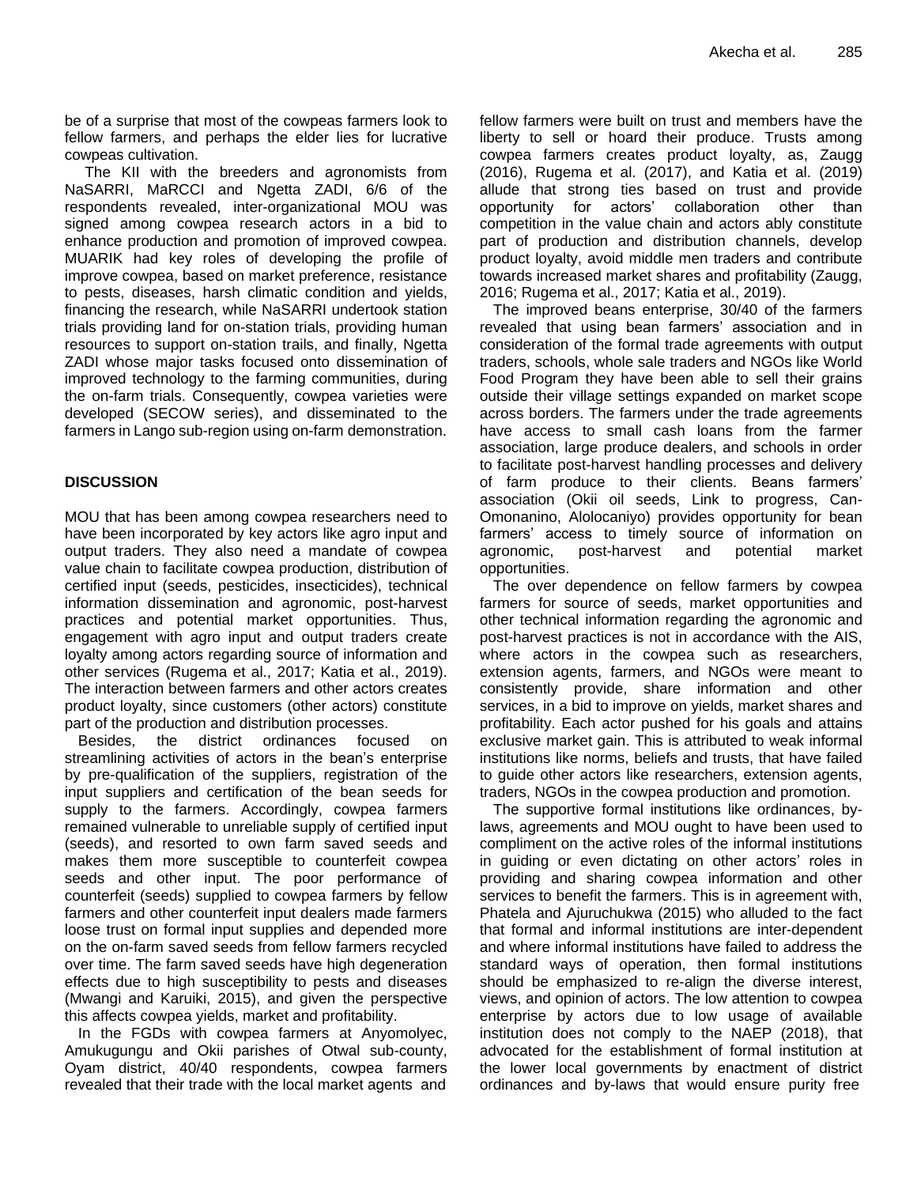be of a surprise that most of the cowpeas farmers look to fellow farmers, and perhaps the elder lies for lucrative cowpeas cultivation.

The KII with the breeders and agronomists from NaSARRI, MaRCCI and Ngetta ZADI, 6/6 of the respondents revealed, inter-organizational MOU was signed among cowpea research actors in a bid to enhance production and promotion of improved cowpea. MUARIK had key roles of developing the profile of improve cowpea, based on market preference, resistance to pests, diseases, harsh climatic condition and yields, financing the research, while NaSARRI undertook station trials providing land for on-station trials, providing human resources to support on-station trails, and finally, Ngetta ZADI whose major tasks focused onto dissemination of improved technology to the farming communities, during the on-farm trials. Consequently, cowpea varieties were developed (SECOW series), and disseminated to the farmers in Lango sub-region using on-farm demonstration.

## DISCUSSION

MOU that has been among cowpea researchers need to have been incorporated by key actors like agro input and output traders. They also need a mandate of cowpea value chain to facilitate cowpea production, distribution of certified input (seeds, pesticides, insecticides), technical information dissemination and agronomic, post-harvest practices and potential market opportunities. Thus, engagement with agro input and output traders create loyalty among actors regarding source of information and other services (Rugema et al., 2017; Katia et al., 2019). The interaction between farmers and other actors creates product loyalty, since customers (other actors) constitute part of the production and distribution processes.

Besides, the district ordinances focused on streamlining activities of actors in the bean's enterprise by pre-qualification of the suppliers, registration of the input suppliers and certification of the bean seeds for supply to the farmers. Accordingly, cowpea farmers remained vulnerable to unreliable supply of certified input (seeds), and resorted to own farm saved seeds and makes them more susceptible to counterfeit cowpea seeds and other input. The poor performance of counterfeit (seeds) supplied to cowpea farmers by fellow farmers and other counterfeit input dealers made farmers loose trust on formal input supplies and depended more on the on-farm saved seeds from fellow farmers recycled over time. The farm saved seeds have high degeneration effects due to high susceptibility to pests and diseases (Mwangi and Karuiki, 2015), and given the perspective this affects cowpea yields, market and profitability.

In the FGDs with cowpea farmers at Anyomolyec, Amukugungu and Okii parishes of Otwal sub-county, Oyam district, 40/40 respondents, cowpea farmers revealed that their trade with the local market agents and fellow farmers were built on trust and members have the liberty to sell or hoard their produce. Trusts among cowpea farmers creates product loyalty, as, Zaugg (2016), Rugema et al. (2017), and Katia et al. (2019) allude that strong ties based on trust and provide opportunity for actors' collaboration other than competition in the value chain and actors ably constitute part of production and distribution channels, develop product loyalty, avoid middle men traders and contribute towards increased market shares and profitability (Zaugg, 2016; Rugema et al., 2017; Katia et al., 2019).

The improved beans enterprise, 30/40 of the farmers revealed that using bean farmers' association and in consideration of the formal trade agreements with output traders, schools, whole sale traders and NGOs like World Food Program they have been able to sell their grains outside their village settings expanded on market scope across borders. The farmers under the trade agreements have access to small cash loans from the farmer association, large produce dealers, and schools in order to facilitate post-harvest handling processes and delivery of farm produce to their clients. Beans farmers' association (Okii oil seeds, Link to progress, Can-Omonanino, Alolocaniyo) provides opportunity for bean farmers' access to timely source of information on agronomic, post-harvest and potential market opportunities.

The over dependence on fellow farmers by cowpea farmers for source of seeds, market opportunities and other technical information regarding the agronomic and post-harvest practices is not in accordance with the AIS, where actors in the cowpea such as researchers, extension agents, farmers, and NGOs were meant to consistently provide, share information and other services, in a bid to improve on yields, market shares and profitability. Each actor pushed for his goals and attains exclusive market gain. This is attributed to weak informal institutions like norms, beliefs and trusts, that have failed to guide other actors like researchers, extension agents, traders, NGOs in the cowpea production and promotion.

The supportive formal institutions like ordinances, by-laws, agreements and MOU ought to have been used to compliment on the active roles of the informal institutions in guiding or even dictating on other actors' roles in providing and sharing cowpea information and other services to benefit the farmers. This is in agreement with, Phatela and Ajuruchukwa (2015) who alluded to the fact that formal and informal institutions are inter-dependent and where informal institutions have failed to address the standard ways of operation, then formal institutions should be emphasized to re-align the diverse interest, views, and opinion of actors. The low attention to cowpea enterprise by actors due to low usage of available institution does not comply to the NAEP (2018), that advocated for the establishment of formal institution at the lower local governments by enactment of district ordinances and by-laws that would ensure purity free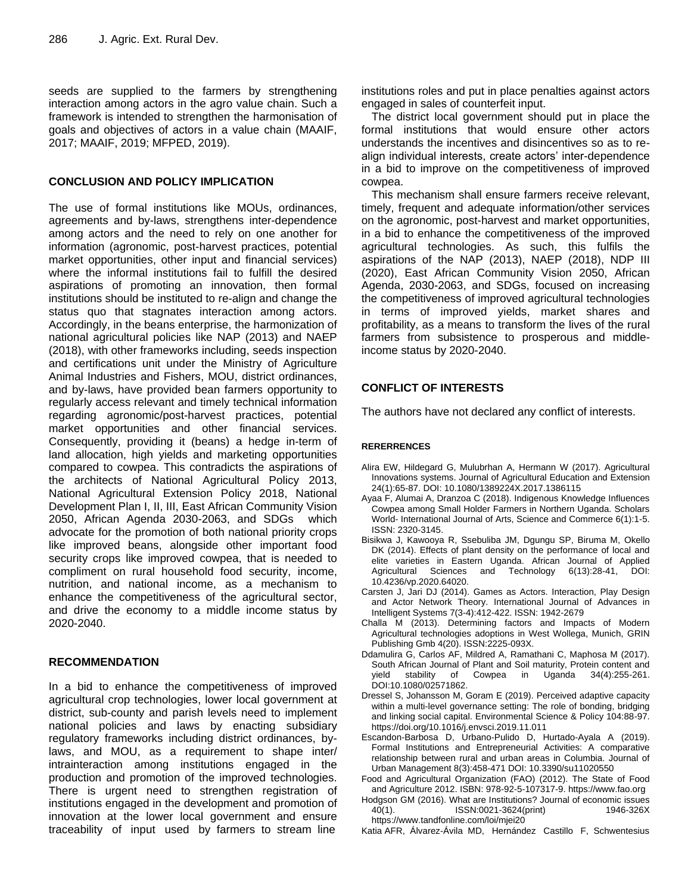seeds are supplied to the farmers by strengthening interaction among actors in the agro value chain. Such a framework is intended to strengthen the harmonisation of goals and objectives of actors in a value chain (MAAIF, 2017; MAAIF, 2019; MFPED, 2019).

## CONCLUSION AND POLICY IMPLICATION

The use of formal institutions like MOUs, ordinances, agreements and by-laws, strengthens inter-dependence among actors and the need to rely on one another for information (agronomic, post-harvest practices, potential market opportunities, other input and financial services) where the informal institutions fail to fulfill the desired aspirations of promoting an innovation, then formal institutions should be instituted to re-align and change the status quo that stagnates interaction among actors. Accordingly, in the beans enterprise, the harmonization of national agricultural policies like NAP (2013) and NAEP (2018), with other frameworks including, seeds inspection and certifications unit under the Ministry of Agriculture Animal Industries and Fishers, MOU, district ordinances, and by-laws, have provided bean farmers opportunity to regularly access relevant and timely technical information regarding agronomic/post-harvest practices, potential market opportunities and other financial services. Consequently, providing it (beans) a hedge in-term of land allocation, high yields and marketing opportunities compared to cowpea. This contradicts the aspirations of the architects of National Agricultural Policy 2013, National Agricultural Extension Policy 2018, National Development Plan I, II, III, East African Community Vision 2050, African Agenda 2030-2063, and SDGs which advocate for the promotion of both national priority crops like improved beans, alongside other important food security crops like improved cowpea, that is needed to compliment on rural household food security, income, nutrition, and national income, as a mechanism to enhance the competitiveness of the agricultural sector, and drive the economy to a middle income status by 2020-2040.

## RECOMMENDATION

In a bid to enhance the competitiveness of improved agricultural crop technologies, lower local government at district, sub-county and parish levels need to implement national policies and laws by enacting subsidiary regulatory frameworks including district ordinances, by-laws, and MOU, as a requirement to shape inter/ intrainteraction among institutions engaged in the production and promotion of the improved technologies. There is urgent need to strengthen registration of institutions engaged in the development and promotion of innovation at the lower local government and ensure traceability of input used by farmers to stream line institutions roles and put in place penalties against actors engaged in sales of counterfeit input.

The district local government should put in place the formal institutions that would ensure other actors understands the incentives and disincentives so as to re-align individual interests, create actors' inter-dependence in a bid to improve on the competitiveness of improved cowpea.

This mechanism shall ensure farmers receive relevant, timely, frequent and adequate information/other services on the agronomic, post-harvest and market opportunities, in a bid to enhance the competitiveness of the improved agricultural technologies. As such, this fulfils the aspirations of the NAP (2013), NAEP (2018), NDP III (2020), East African Community Vision 2050, African Agenda, 2030-2063, and SDGs, focused on increasing the competitiveness of improved agricultural technologies in terms of improved yields, market shares and profitability, as a means to transform the lives of the rural farmers from subsistence to prosperous and middle-income status by 2020-2040.

## CONFLICT OF INTERESTS

The authors have not declared any conflict of interests.

## RERERRENCES

Alira EW, Hildegard G, Mulubrhan A, Hermann W (2017). Agricultural Innovations systems. Journal of Agricultural Education and Extension 24(1):65-87. DOI: 10.1080/1389224X.2017.1386115

Ayaa F, Alumai A, Dranzoa C (2018). Indigenous Knowledge Influences Cowpea among Small Holder Farmers in Northern Uganda. Scholars World- International Journal of Arts, Science and Commerce 6(1):1-5. ISSN: 2320-3145.

Bisikwa J, Kawooya R, Ssebuliba JM, Dgungu SP, Biruma M, Okello DK (2014). Effects of plant density on the performance of local and elite varieties in Eastern Uganda. African Journal of Applied Agricultural Sciences and Technology 6(13):28-41, DOI: 10.4236/vp.2020.64020.

Carsten J, Jari DJ (2014). Games as Actors. Interaction, Play Design and Actor Network Theory. International Journal of Advances in Intelligent Systems 7(3-4):412-422. ISSN: 1942-2679

Challa M (2013). Determining factors and Impacts of Modern Agricultural technologies adoptions in West Wollega, Munich, GRIN Publishing Gmb 4(20). ISSN:2225-093X.

Ddamulira G, Carlos AF, Mildred A, Ramathani C, Maphosa M (2017). South African Journal of Plant and Soil maturity, Protein content and yield stability of Cowpea in Uganda 34(4):255-261. DOI:10.1080/02571862.

Dressel S, Johansson M, Goram E (2019). Perceived adaptive capacity within a multi-level governance setting: The role of bonding, bridging and linking social capital. Environmental Science & Policy 104:88-97. https://doi.org/10.1016/j.envsci.2019.11.011

Escandon-Barbosa D, Urbano-Pulido D, Hurtado-Ayala A (2019). Formal Institutions and Entrepreneurial Activities: A comparative relationship between rural and urban areas in Columbia. Journal of Urban Management 8(3):458-471 DOI: 10.3390/su11020550

Food and Agricultural Organization (FAO) (2012). The State of Food and Agriculture 2012. ISBN: 978-92-5-107317-9. https://www.fao.org

Hodgson GM (2016). What are Institutions? Journal of economic issues 40(1). ISSN:0021-3624(print) 1946-326X https://www.tandfonline.com/loi/mjei20

Katia AFR, Álvarez-Ávila MD, Hernández Castillo F, Schwentesius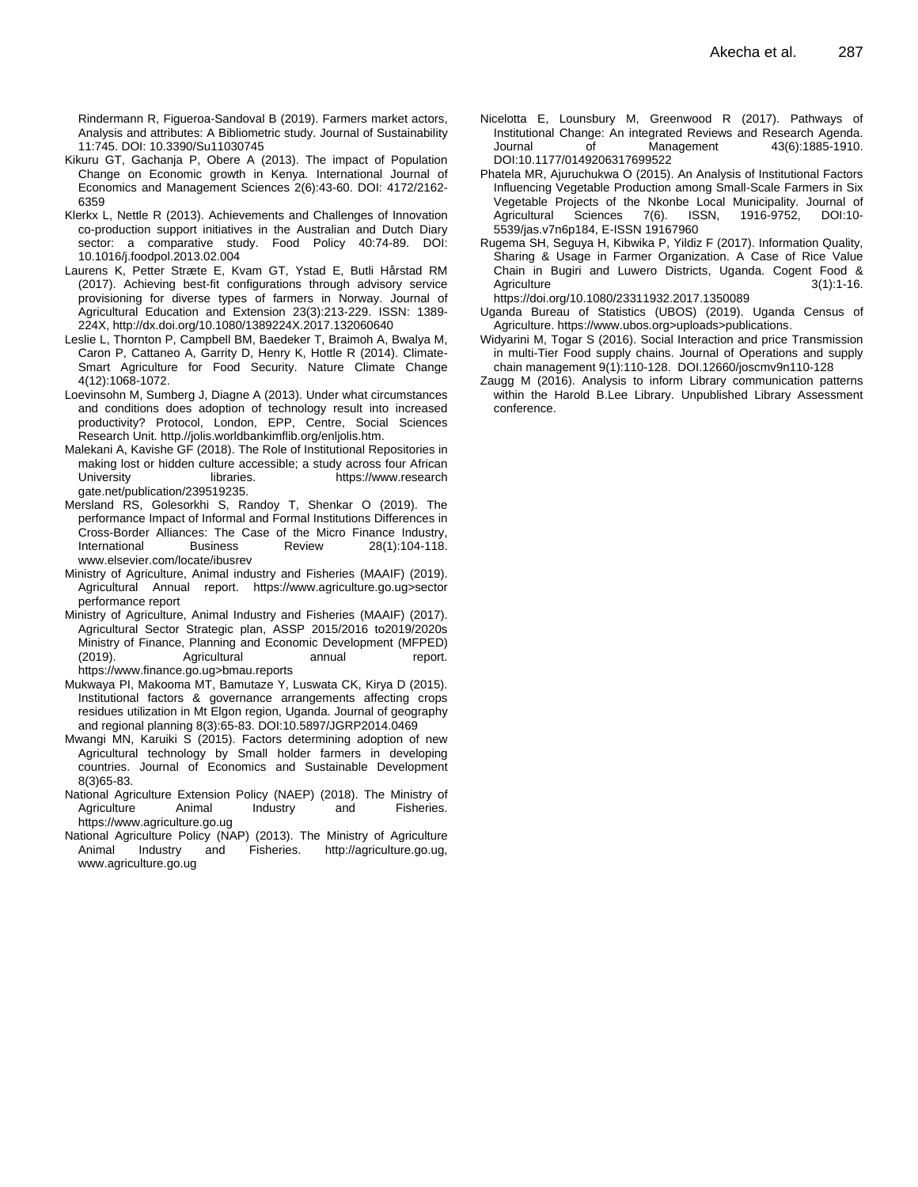Rindermann R, Figueroa-Sandoval B (2019). Farmers market actors, Analysis and attributes: A Bibliometric study. Journal of Sustainability 11:745. DOI: 10.3390/Su11030745

Kikuru GT, Gachanja P, Obere A (2013). The impact of Population Change on Economic growth in Kenya. International Journal of Economics and Management Sciences 2(6):43-60. DOI: 4172/2162-6359

Klerkx L, Nettle R (2013). Achievements and Challenges of Innovation co-production support initiatives in the Australian and Dutch Diary sector: a comparative study. Food Policy 40:74-89. DOI: 10.1016/j.foodpol.2013.02.004

Laurens K, Petter Stræte E, Kvam GT, Ystad E, Butli Hårstad RM (2017). Achieving best-fit configurations through advisory service provisioning for diverse types of farmers in Norway. Journal of Agricultural Education and Extension 23(3):213-229. ISSN: 1389-224X, http://dx.doi.org/10.1080/1389224X.2017.132060640

Leslie L, Thornton P, Campbell BM, Baedeker T, Braimoh A, Bwalya M, Caron P, Cattaneo A, Garrity D, Henry K, Hottle R (2014). Climate-Smart Agriculture for Food Security. Nature Climate Change 4(12):1068-1072.

Loevinsohn M, Sumberg J, Diagne A (2013). Under what circumstances and conditions does adoption of technology result into increased productivity? Protocol, London, EPP, Centre, Social Sciences Research Unit. http.//jolis.worldbankimflib.org/enljolis.htm.

Malekani A, Kavishe GF (2018). The Role of Institutional Repositories in making lost or hidden culture accessible; a study across four African University libraries. https://www.research gate.net/publication/239519235.

Mersland RS, Golesorkhi S, Randoy T, Shenkar O (2019). The performance Impact of Informal and Formal Institutions Differences in Cross-Border Alliances: The Case of the Micro Finance Industry, International Business Review 28(1):104-118. www.elsevier.com/locate/ibusrev

Ministry of Agriculture, Animal industry and Fisheries (MAAIF) (2019). Agricultural Annual report. https://www.agriculture.go.ug>sector performance report

Ministry of Agriculture, Animal Industry and Fisheries (MAAIF) (2017). Agricultural Sector Strategic plan, ASSP 2015/2016 to2019/2020s Ministry of Finance, Planning and Economic Development (MFPED) (2019). Agricultural annual report. https://www.finance.go.ug>bmau.reports

Mukwaya PI, Makooma MT, Bamutaze Y, Luswata CK, Kirya D (2015). Institutional factors & governance arrangements affecting crops residues utilization in Mt Elgon region, Uganda. Journal of geography and regional planning 8(3):65-83. DOI:10.5897/JGRP2014.0469

Mwangi MN, Karuiki S (2015). Factors determining adoption of new Agricultural technology by Small holder farmers in developing countries. Journal of Economics and Sustainable Development 8(3)65-83.

National Agriculture Extension Policy (NAEP) (2018). The Ministry of Agriculture Animal Industry and Fisheries. https://www.agriculture.go.ug

National Agriculture Policy (NAP) (2013). The Ministry of Agriculture Animal Industry and Fisheries. http://agriculture.go.ug, www.agriculture.go.ug

Nicelotta E, Lounsbury M, Greenwood R (2017). Pathways of Institutional Change: An integrated Reviews and Research Agenda. Journal of Management 43(6):1885-1910. DOI:10.1177/0149206317699522

Phatela MR, Ajuruchukwa O (2015). An Analysis of Institutional Factors Influencing Vegetable Production among Small-Scale Farmers in Six Vegetable Projects of the Nkonbe Local Municipality. Journal of Agricultural Sciences 7(6). ISSN, 1916-9752, DOI:10-5539/jas.v7n6p184, E-ISSN 19167960

Rugema SH, Seguya H, Kibwika P, Yildiz F (2017). Information Quality, Sharing & Usage in Farmer Organization. A Case of Rice Value Chain in Bugiri and Luwero Districts, Uganda. Cogent Food & Agriculture 3(1):1-16. https://doi.org/10.1080/23311932.2017.1350089

Uganda Bureau of Statistics (UBOS) (2019). Uganda Census of Agriculture. https://www.ubos.org>uploads>publications.

Widyarini M, Togar S (2016). Social Interaction and price Transmission in multi-Tier Food supply chains. Journal of Operations and supply chain management 9(1):110-128. DOI.12660/joscmv9n110-128

Zaugg M (2016). Analysis to inform Library communication patterns within the Harold B.Lee Library. Unpublished Library Assessment conference.